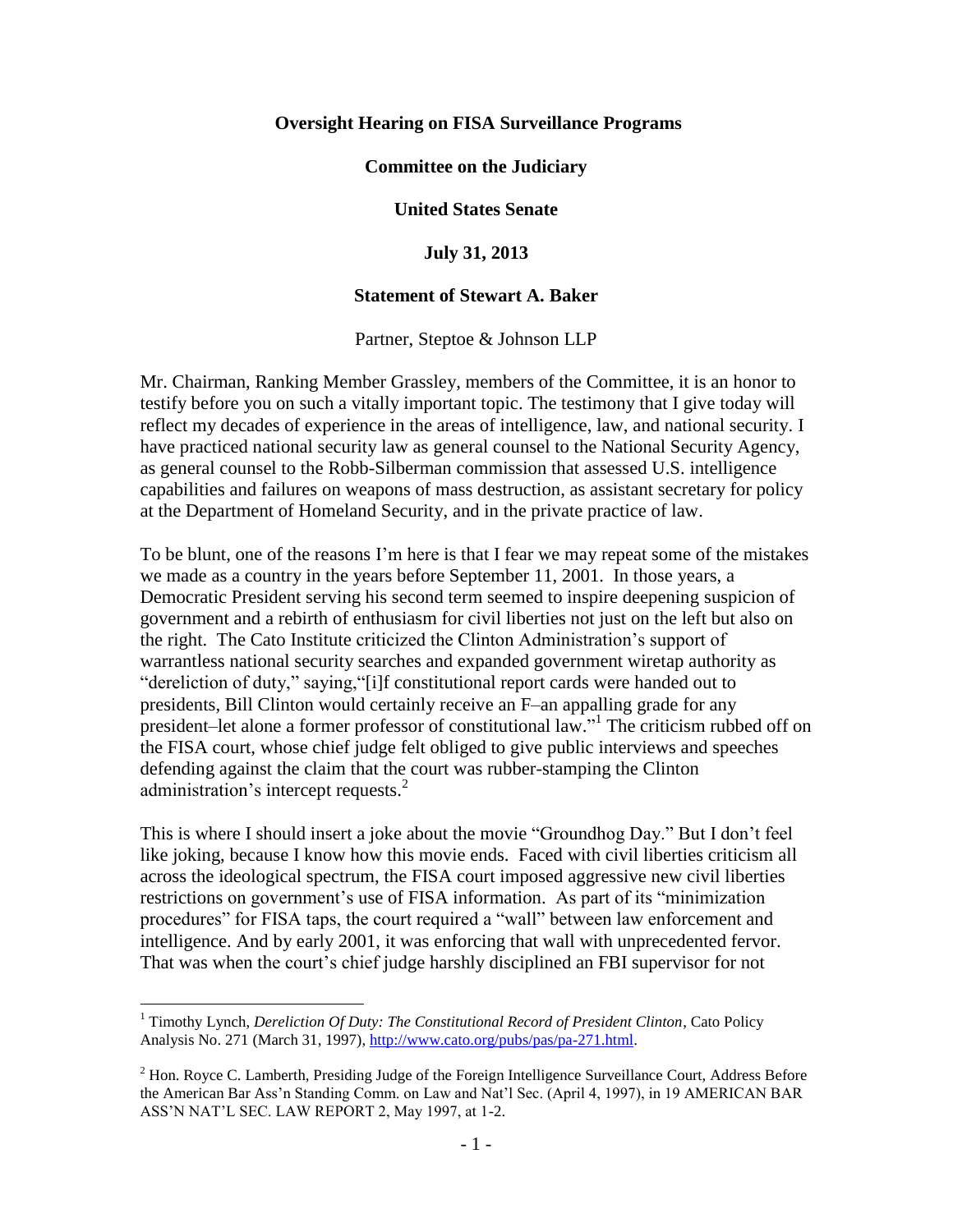**Oversight Hearing on FISA Surveillance Programs**

**Committee on the Judiciary**

**United States Senate**

**July 31, 2013**

**Statement of Stewart A. Baker**

Partner, Steptoe & Johnson LLP

Mr. Chairman, Ranking Member Grassley, members of the Committee, it is an honor to testify before you on such a vitally important topic. The testimony that I give today will reflect my decades of experience in the areas of intelligence, law, and national security. I have practiced national security law as general counsel to the National Security Agency, as general counsel to the Robb-Silberman commission that assessed U.S. intelligence capabilities and failures on weapons of mass destruction, as assistant secretary for policy at the Department of Homeland Security, and in the private practice of law.

To be blunt, one of the reasons I'm here is that I fear we may repeat some of the mistakes we made as a country in the years before September 11, 2001. In those years, a Democratic President serving his second term seemed to inspire deepening suspicion of government and a rebirth of enthusiasm for civil liberties not just on the left but also on the right. The Cato Institute criticized the Clinton Administration's support of warrantless national security searches and expanded government wiretap authority as "dereliction of duty," saying,"[i]f constitutional report cards were handed out to presidents, Bill Clinton would certainly receive an F–an appalling grade for any president–let alone a former professor of constitutional law."[1] The criticism rubbed off on the FISA court, whose chief judge felt obliged to give public interviews and speeches defending against the claim that the court was rubber-stamping the Clinton administration's intercept requests.[2]

This is where I should insert a joke about the movie "Groundhog Day." But I don't feel like joking, because I know how this movie ends. Faced with civil liberties criticism all across the ideological spectrum, the FISA court imposed aggressive new civil liberties restrictions on government's use of FISA information. As part of its "minimization procedures" for FISA taps, the court required a "wall" between law enforcement and intelligence. And by early 2001, it was enforcing that wall with unprecedented fervor. That was when the court's chief judge harshly disciplined an FBI supervisor for not

---

[1] Timothy Lynch, *Dereliction Of Duty: The Constitutional Record of President Clinton*, Cato Policy Analysis No. 271 (March 31, 1997), http://www.cato.org/pubs/pas/pa-271.html.

[2] Hon. Royce C. Lamberth, Presiding Judge of the Foreign Intelligence Surveillance Court, Address Before the American Bar Ass'n Standing Comm. on Law and Nat'l Sec. (April 4, 1997), in 19 AMERICAN BAR ASS'N NAT'L SEC. LAW REPORT 2, May 1997, at 1-2.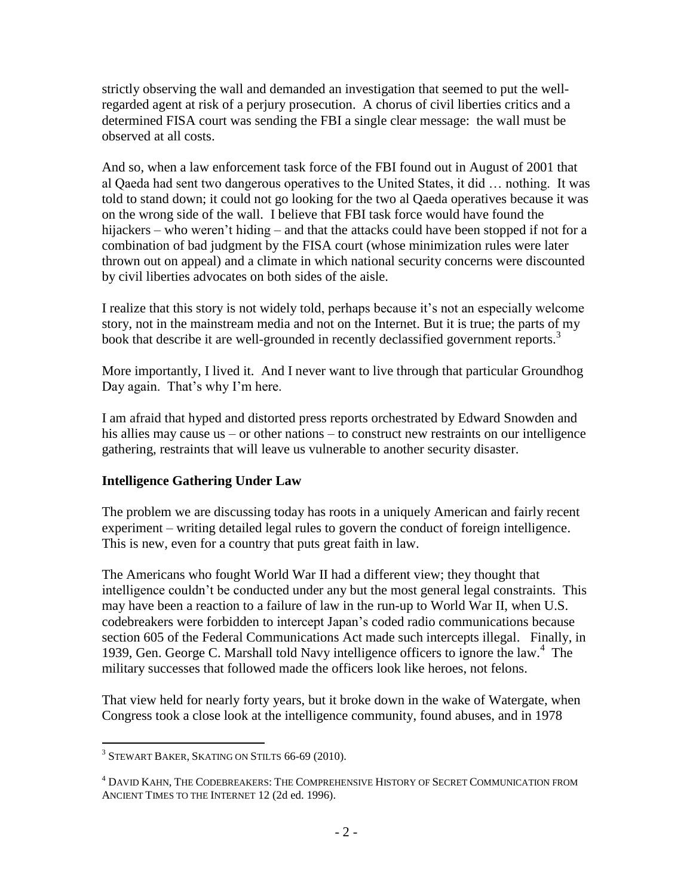strictly observing the wall and demanded an investigation that seemed to put the well-regarded agent at risk of a perjury prosecution. A chorus of civil liberties critics and a determined FISA court was sending the FBI a single clear message: the wall must be observed at all costs.

And so, when a law enforcement task force of the FBI found out in August of 2001 that al Qaeda had sent two dangerous operatives to the United States, it did … nothing. It was told to stand down; it could not go looking for the two al Qaeda operatives because it was on the wrong side of the wall. I believe that FBI task force would have found the hijackers – who weren't hiding – and that the attacks could have been stopped if not for a combination of bad judgment by the FISA court (whose minimization rules were later thrown out on appeal) and a climate in which national security concerns were discounted by civil liberties advocates on both sides of the aisle.

I realize that this story is not widely told, perhaps because it's not an especially welcome story, not in the mainstream media and not on the Internet. But it is true; the parts of my book that describe it are well-grounded in recently declassified government reports.[3]

More importantly, I lived it. And I never want to live through that particular Groundhog Day again. That's why I'm here.

I am afraid that hyped and distorted press reports orchestrated by Edward Snowden and his allies may cause us – or other nations – to construct new restraints on our intelligence gathering, restraints that will leave us vulnerable to another security disaster.

## Intelligence Gathering Under Law

The problem we are discussing today has roots in a uniquely American and fairly recent experiment – writing detailed legal rules to govern the conduct of foreign intelligence. This is new, even for a country that puts great faith in law.

The Americans who fought World War II had a different view; they thought that intelligence couldn't be conducted under any but the most general legal constraints. This may have been a reaction to a failure of law in the run-up to World War II, when U.S. codebreakers were forbidden to intercept Japan's coded radio communications because section 605 of the Federal Communications Act made such intercepts illegal. Finally, in 1939, Gen. George C. Marshall told Navy intelligence officers to ignore the law.[4] The military successes that followed made the officers look like heroes, not felons.

That view held for nearly forty years, but it broke down in the wake of Watergate, when Congress took a close look at the intelligence community, found abuses, and in 1978

---

[3] STEWART BAKER, SKATING ON STILTS 66-69 (2010).

[4] DAVID KAHN, THE CODEBREAKERS: THE COMPREHENSIVE HISTORY OF SECRET COMMUNICATION FROM ANCIENT TIMES TO THE INTERNET 12 (2d ed. 1996).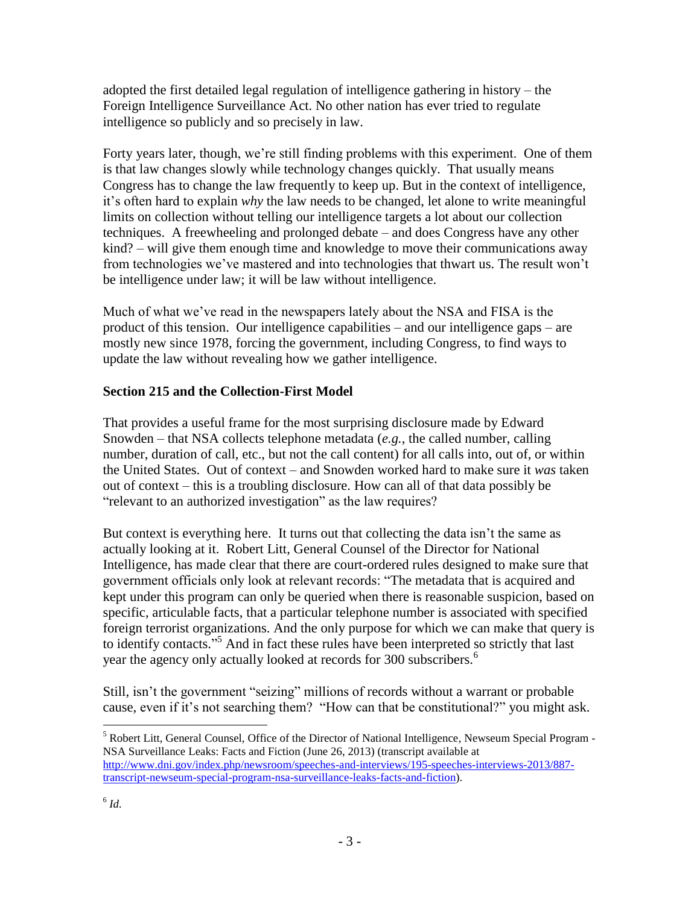adopted the first detailed legal regulation of intelligence gathering in history – the Foreign Intelligence Surveillance Act. No other nation has ever tried to regulate intelligence so publicly and so precisely in law.

Forty years later, though, we're still finding problems with this experiment. One of them is that law changes slowly while technology changes quickly. That usually means Congress has to change the law frequently to keep up. But in the context of intelligence, it's often hard to explain *why* the law needs to be changed, let alone to write meaningful limits on collection without telling our intelligence targets a lot about our collection techniques. A freewheeling and prolonged debate – and does Congress have any other kind? – will give them enough time and knowledge to move their communications away from technologies we've mastered and into technologies that thwart us. The result won't be intelligence under law; it will be law without intelligence.

Much of what we've read in the newspapers lately about the NSA and FISA is the product of this tension. Our intelligence capabilities – and our intelligence gaps – are mostly new since 1978, forcing the government, including Congress, to find ways to update the law without revealing how we gather intelligence.

**Section 215 and the Collection-First Model**

That provides a useful frame for the most surprising disclosure made by Edward Snowden – that NSA collects telephone metadata (*e.g.*, the called number, calling number, duration of call, etc., but not the call content) for all calls into, out of, or within the United States. Out of context – and Snowden worked hard to make sure it *was* taken out of context – this is a troubling disclosure. How can all of that data possibly be "relevant to an authorized investigation" as the law requires?

But context is everything here. It turns out that collecting the data isn't the same as actually looking at it. Robert Litt, General Counsel of the Director for National Intelligence, has made clear that there are court-ordered rules designed to make sure that government officials only look at relevant records: "The metadata that is acquired and kept under this program can only be queried when there is reasonable suspicion, based on specific, articulable facts, that a particular telephone number is associated with specified foreign terrorist organizations. And the only purpose for which we can make that query is to identify contacts."[5] And in fact these rules have been interpreted so strictly that last year the agency only actually looked at records for 300 subscribers.[6]

Still, isn't the government "seizing" millions of records without a warrant or probable cause, even if it's not searching them? "How can that be constitutional?" you might ask.

---

[5] Robert Litt, General Counsel, Office of the Director of National Intelligence, Newseum Special Program - NSA Surveillance Leaks: Facts and Fiction (June 26, 2013) (transcript available at http://www.dni.gov/index.php/newsroom/speeches-and-interviews/195-speeches-interviews-2013/887-transcript-newseum-special-program-nsa-surveillance-leaks-facts-and-fiction).

[6] *Id.*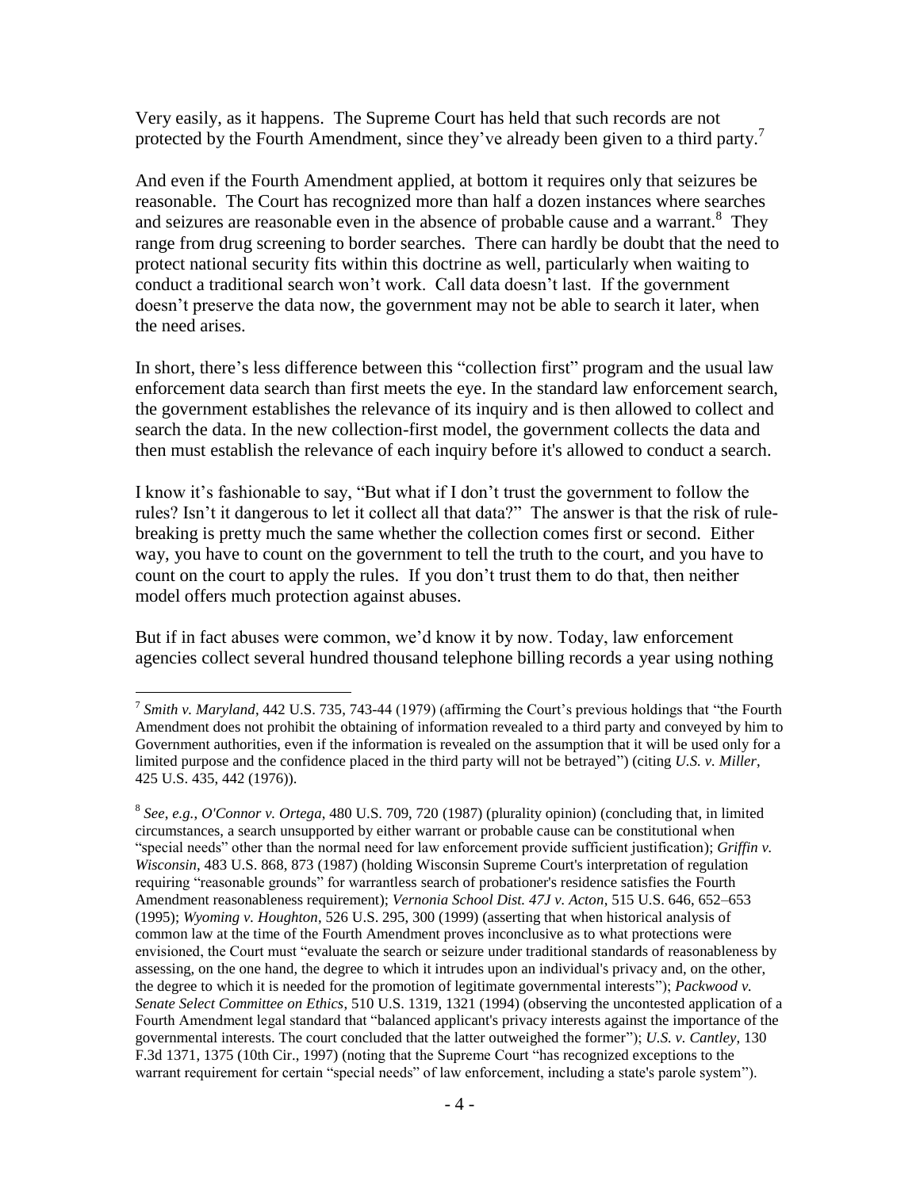Very easily, as it happens. The Supreme Court has held that such records are not protected by the Fourth Amendment, since they've already been given to a third party.[7]

And even if the Fourth Amendment applied, at bottom it requires only that seizures be reasonable. The Court has recognized more than half a dozen instances where searches and seizures are reasonable even in the absence of probable cause and a warrant.[8] They range from drug screening to border searches. There can hardly be doubt that the need to protect national security fits within this doctrine as well, particularly when waiting to conduct a traditional search won't work. Call data doesn't last. If the government doesn't preserve the data now, the government may not be able to search it later, when the need arises.

In short, there's less difference between this "collection first" program and the usual law enforcement data search than first meets the eye. In the standard law enforcement search, the government establishes the relevance of its inquiry and is then allowed to collect and search the data. In the new collection-first model, the government collects the data and then must establish the relevance of each inquiry before it's allowed to conduct a search.

I know it's fashionable to say, "But what if I don't trust the government to follow the rules? Isn't it dangerous to let it collect all that data?" The answer is that the risk of rule-breaking is pretty much the same whether the collection comes first or second. Either way, you have to count on the government to tell the truth to the court, and you have to count on the court to apply the rules. If you don't trust them to do that, then neither model offers much protection against abuses.

But if in fact abuses were common, we'd know it by now. Today, law enforcement agencies collect several hundred thousand telephone billing records a year using nothing

---

[7] *Smith v. Maryland*, 442 U.S. 735, 743-44 (1979) (affirming the Court's previous holdings that "the Fourth Amendment does not prohibit the obtaining of information revealed to a third party and conveyed by him to Government authorities, even if the information is revealed on the assumption that it will be used only for a limited purpose and the confidence placed in the third party will not be betrayed") (citing *U.S. v. Miller*, 425 U.S. 435, 442 (1976)).

[8] *See, e.g., O'Connor v. Ortega*, 480 U.S. 709, 720 (1987) (plurality opinion) (concluding that, in limited circumstances, a search unsupported by either warrant or probable cause can be constitutional when "special needs" other than the normal need for law enforcement provide sufficient justification); *Griffin v. Wisconsin*, 483 U.S. 868, 873 (1987) (holding Wisconsin Supreme Court's interpretation of regulation requiring "reasonable grounds" for warrantless search of probationer's residence satisfies the Fourth Amendment reasonableness requirement); *Vernonia School Dist. 47J v. Acton*, 515 U.S. 646, 652–653 (1995); *Wyoming v. Houghton*, 526 U.S. 295, 300 (1999) (asserting that when historical analysis of common law at the time of the Fourth Amendment proves inconclusive as to what protections were envisioned, the Court must "evaluate the search or seizure under traditional standards of reasonableness by assessing, on the one hand, the degree to which it intrudes upon an individual's privacy and, on the other, the degree to which it is needed for the promotion of legitimate governmental interests"); *Packwood v. Senate Select Committee on Ethics*, 510 U.S. 1319, 1321 (1994) (observing the uncontested application of a Fourth Amendment legal standard that "balanced applicant's privacy interests against the importance of the governmental interests. The court concluded that the latter outweighed the former"); *U.S. v. Cantley*, 130 F.3d 1371, 1375 (10th Cir., 1997) (noting that the Supreme Court "has recognized exceptions to the warrant requirement for certain "special needs" of law enforcement, including a state's parole system").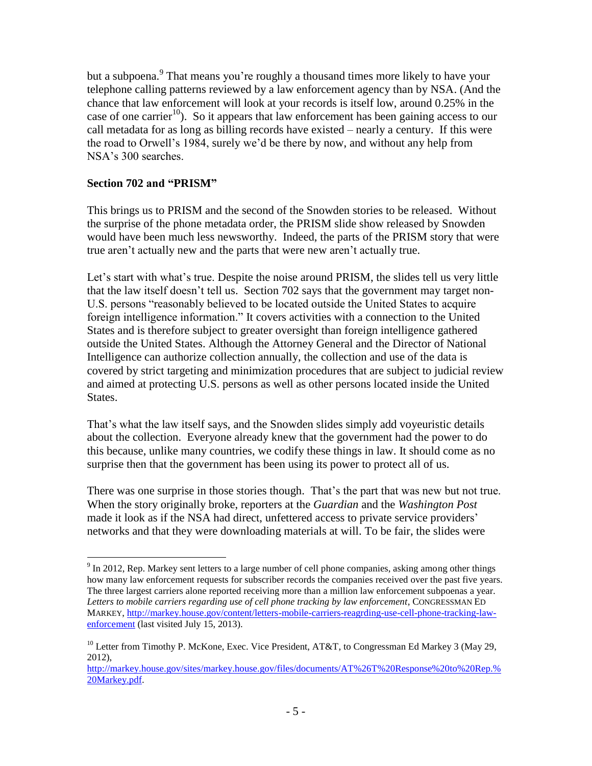but a subpoena.[9] That means you're roughly a thousand times more likely to have your telephone calling patterns reviewed by a law enforcement agency than by NSA. (And the chance that law enforcement will look at your records is itself low, around 0.25% in the case of one carrier[10]). So it appears that law enforcement has been gaining access to our call metadata for as long as billing records have existed – nearly a century. If this were the road to Orwell's 1984, surely we'd be there by now, and without any help from NSA's 300 searches.

**Section 702 and "PRISM"**

This brings us to PRISM and the second of the Snowden stories to be released. Without the surprise of the phone metadata order, the PRISM slide show released by Snowden would have been much less newsworthy. Indeed, the parts of the PRISM story that were true aren't actually new and the parts that were new aren't actually true.

Let's start with what's true. Despite the noise around PRISM, the slides tell us very little that the law itself doesn't tell us. Section 702 says that the government may target non-U.S. persons "reasonably believed to be located outside the United States to acquire foreign intelligence information." It covers activities with a connection to the United States and is therefore subject to greater oversight than foreign intelligence gathered outside the United States. Although the Attorney General and the Director of National Intelligence can authorize collection annually, the collection and use of the data is covered by strict targeting and minimization procedures that are subject to judicial review and aimed at protecting U.S. persons as well as other persons located inside the United States.

That's what the law itself says, and the Snowden slides simply add voyeuristic details about the collection. Everyone already knew that the government had the power to do this because, unlike many countries, we codify these things in law. It should come as no surprise then that the government has been using its power to protect all of us.

There was one surprise in those stories though. That's the part that was new but not true. When the story originally broke, reporters at the *Guardian* and the *Washington Post* made it look as if the NSA had direct, unfettered access to private service providers' networks and that they were downloading materials at will. To be fair, the slides were

---

[9] In 2012, Rep. Markey sent letters to a large number of cell phone companies, asking among other things how many law enforcement requests for subscriber records the companies received over the past five years. The three largest carriers alone reported receiving more than a million law enforcement subpoenas a year. *Letters to mobile carriers regarding use of cell phone tracking by law enforcement*, CONGRESSMAN ED MARKEY, http://markey.house.gov/content/letters-mobile-carriers-reagrding-use-cell-phone-tracking-law-enforcement (last visited July 15, 2013).

[10] Letter from Timothy P. McKone, Exec. Vice President, AT&T, to Congressman Ed Markey 3 (May 29, 2012), http://markey.house.gov/sites/markey.house.gov/files/documents/AT%26T%20Response%20to%20Rep.%20Markey.pdf.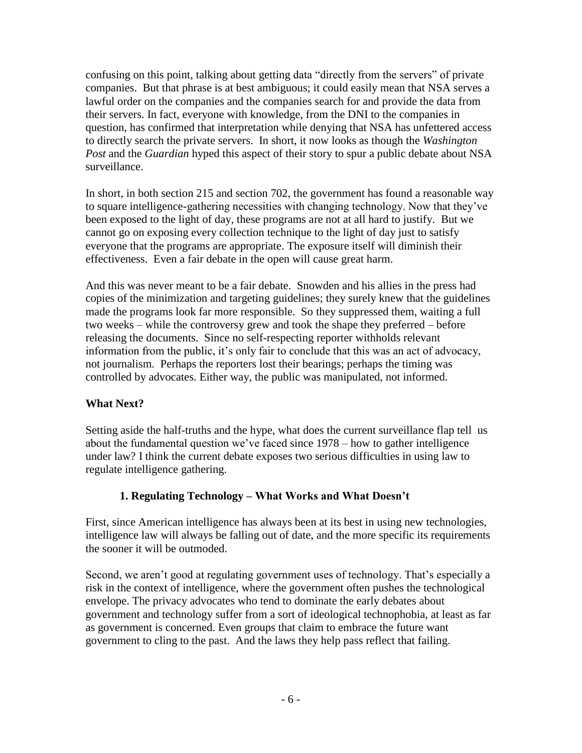confusing on this point, talking about getting data "directly from the servers" of private companies. But that phrase is at best ambiguous; it could easily mean that NSA serves a lawful order on the companies and the companies search for and provide the data from their servers. In fact, everyone with knowledge, from the DNI to the companies in question, has confirmed that interpretation while denying that NSA has unfettered access to directly search the private servers. In short, it now looks as though the *Washington Post* and the *Guardian* hyped this aspect of their story to spur a public debate about NSA surveillance.

In short, in both section 215 and section 702, the government has found a reasonable way to square intelligence-gathering necessities with changing technology. Now that they've been exposed to the light of day, these programs are not at all hard to justify. But we cannot go on exposing every collection technique to the light of day just to satisfy everyone that the programs are appropriate. The exposure itself will diminish their effectiveness. Even a fair debate in the open will cause great harm.

And this was never meant to be a fair debate. Snowden and his allies in the press had copies of the minimization and targeting guidelines; they surely knew that the guidelines made the programs look far more responsible. So they suppressed them, waiting a full two weeks – while the controversy grew and took the shape they preferred – before releasing the documents. Since no self-respecting reporter withholds relevant information from the public, it's only fair to conclude that this was an act of advocacy, not journalism. Perhaps the reporters lost their bearings; perhaps the timing was controlled by advocates. Either way, the public was manipulated, not informed.

## What Next?

Setting aside the half-truths and the hype, what does the current surveillance flap tell us about the fundamental question we've faced since 1978 – how to gather intelligence under law? I think the current debate exposes two serious difficulties in using law to regulate intelligence gathering.

### 1. Regulating Technology – What Works and What Doesn't

First, since American intelligence has always been at its best in using new technologies, intelligence law will always be falling out of date, and the more specific its requirements the sooner it will be outmoded.

Second, we aren't good at regulating government uses of technology. That's especially a risk in the context of intelligence, where the government often pushes the technological envelope. The privacy advocates who tend to dominate the early debates about government and technology suffer from a sort of ideological technophobia, at least as far as government is concerned. Even groups that claim to embrace the future want government to cling to the past. And the laws they help pass reflect that failing.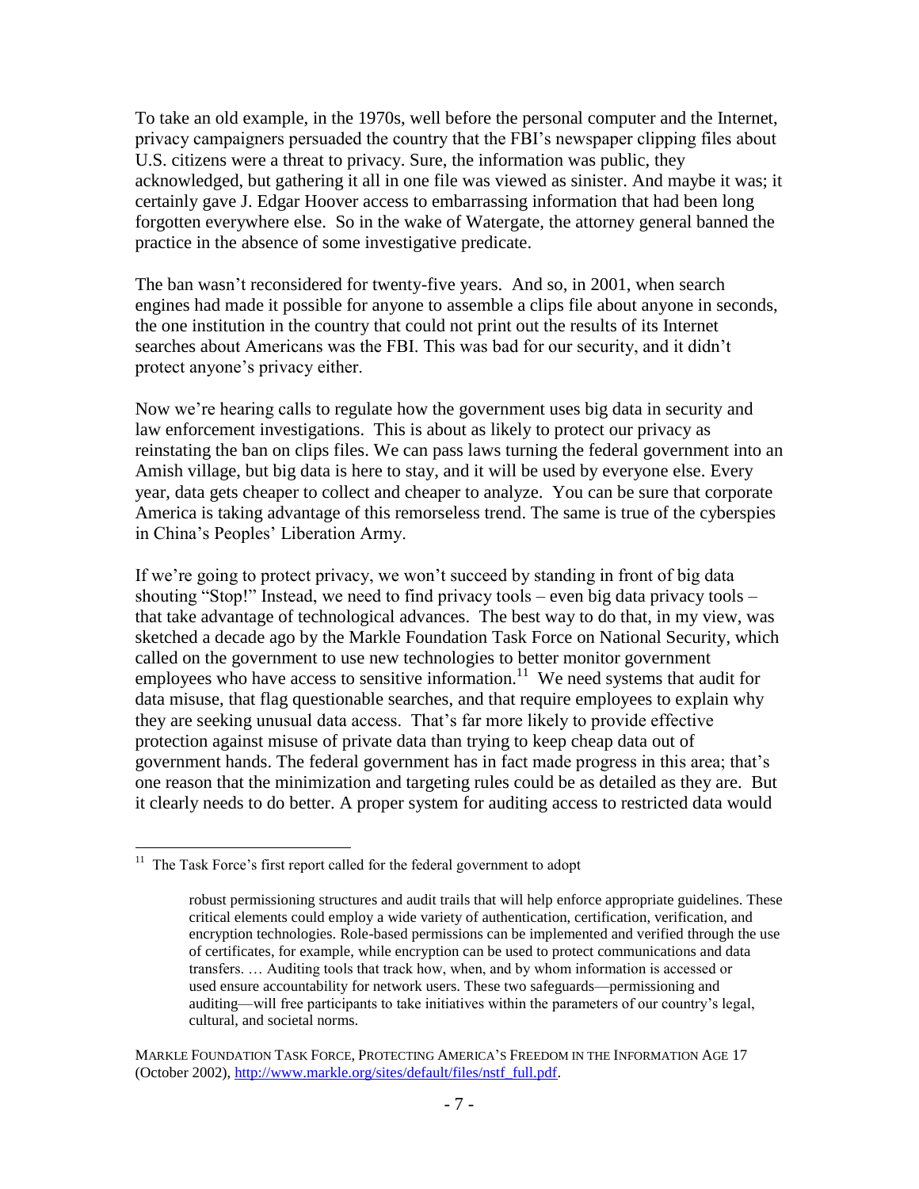To take an old example, in the 1970s, well before the personal computer and the Internet, privacy campaigners persuaded the country that the FBI's newspaper clipping files about U.S. citizens were a threat to privacy. Sure, the information was public, they acknowledged, but gathering it all in one file was viewed as sinister. And maybe it was; it certainly gave J. Edgar Hoover access to embarrassing information that had been long forgotten everywhere else. So in the wake of Watergate, the attorney general banned the practice in the absence of some investigative predicate.

The ban wasn't reconsidered for twenty-five years. And so, in 2001, when search engines had made it possible for anyone to assemble a clips file about anyone in seconds, the one institution in the country that could not print out the results of its Internet searches about Americans was the FBI. This was bad for our security, and it didn't protect anyone's privacy either.

Now we're hearing calls to regulate how the government uses big data in security and law enforcement investigations. This is about as likely to protect our privacy as reinstating the ban on clips files. We can pass laws turning the federal government into an Amish village, but big data is here to stay, and it will be used by everyone else. Every year, data gets cheaper to collect and cheaper to analyze. You can be sure that corporate America is taking advantage of this remorseless trend. The same is true of the cyberspies in China's Peoples' Liberation Army.

If we're going to protect privacy, we won't succeed by standing in front of big data shouting "Stop!" Instead, we need to find privacy tools – even big data privacy tools – that take advantage of technological advances. The best way to do that, in my view, was sketched a decade ago by the Markle Foundation Task Force on National Security, which called on the government to use new technologies to better monitor government employees who have access to sensitive information.[11] We need systems that audit for data misuse, that flag questionable searches, and that require employees to explain why they are seeking unusual data access. That's far more likely to provide effective protection against misuse of private data than trying to keep cheap data out of government hands. The federal government has in fact made progress in this area; that's one reason that the minimization and targeting rules could be as detailed as they are. But it clearly needs to do better. A proper system for auditing access to restricted data would

---

[11] The Task Force's first report called for the federal government to adopt

> robust permissioning structures and audit trails that will help enforce appropriate guidelines. These critical elements could employ a wide variety of authentication, certification, verification, and encryption technologies. Role-based permissions can be implemented and verified through the use of certificates, for example, while encryption can be used to protect communications and data transfers. … Auditing tools that track how, when, and by whom information is accessed or used ensure accountability for network users. These two safeguards—permissioning and auditing—will free participants to take initiatives within the parameters of our country's legal, cultural, and societal norms.

MARKLE FOUNDATION TASK FORCE, PROTECTING AMERICA'S FREEDOM IN THE INFORMATION AGE 17 (October 2002), http://www.markle.org/sites/default/files/nstf_full.pdf.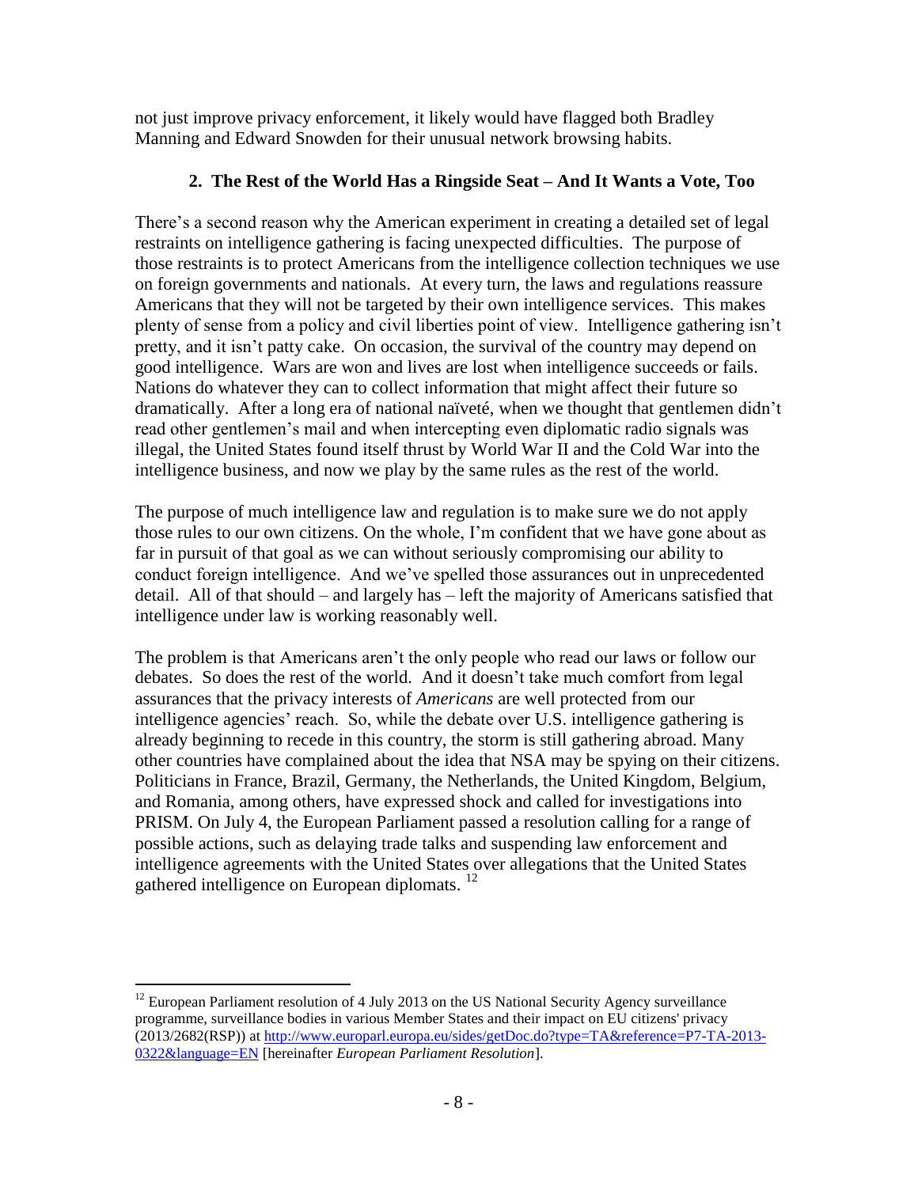not just improve privacy enforcement, it likely would have flagged both Bradley Manning and Edward Snowden for their unusual network browsing habits.

### 2. The Rest of the World Has a Ringside Seat – And It Wants a Vote, Too

There's a second reason why the American experiment in creating a detailed set of legal restraints on intelligence gathering is facing unexpected difficulties. The purpose of those restraints is to protect Americans from the intelligence collection techniques we use on foreign governments and nationals. At every turn, the laws and regulations reassure Americans that they will not be targeted by their own intelligence services. This makes plenty of sense from a policy and civil liberties point of view. Intelligence gathering isn't pretty, and it isn't patty cake. On occasion, the survival of the country may depend on good intelligence. Wars are won and lives are lost when intelligence succeeds or fails. Nations do whatever they can to collect information that might affect their future so dramatically. After a long era of national naïveté, when we thought that gentlemen didn't read other gentlemen's mail and when intercepting even diplomatic radio signals was illegal, the United States found itself thrust by World War II and the Cold War into the intelligence business, and now we play by the same rules as the rest of the world.

The purpose of much intelligence law and regulation is to make sure we do not apply those rules to our own citizens. On the whole, I'm confident that we have gone about as far in pursuit of that goal as we can without seriously compromising our ability to conduct foreign intelligence. And we've spelled those assurances out in unprecedented detail. All of that should – and largely has – left the majority of Americans satisfied that intelligence under law is working reasonably well.

The problem is that Americans aren't the only people who read our laws or follow our debates. So does the rest of the world. And it doesn't take much comfort from legal assurances that the privacy interests of *Americans* are well protected from our intelligence agencies' reach. So, while the debate over U.S. intelligence gathering is already beginning to recede in this country, the storm is still gathering abroad. Many other countries have complained about the idea that NSA may be spying on their citizens. Politicians in France, Brazil, Germany, the Netherlands, the United Kingdom, Belgium, and Romania, among others, have expressed shock and called for investigations into PRISM. On July 4, the European Parliament passed a resolution calling for a range of possible actions, such as delaying trade talks and suspending law enforcement and intelligence agreements with the United States over allegations that the United States gathered intelligence on European diplomats. [12]

---

[12] European Parliament resolution of 4 July 2013 on the US National Security Agency surveillance programme, surveillance bodies in various Member States and their impact on EU citizens' privacy (2013/2682(RSP)) at http://www.europarl.europa.eu/sides/getDoc.do?type=TA&reference=P7-TA-2013-0322&language=EN [hereinafter *European Parliament Resolution*].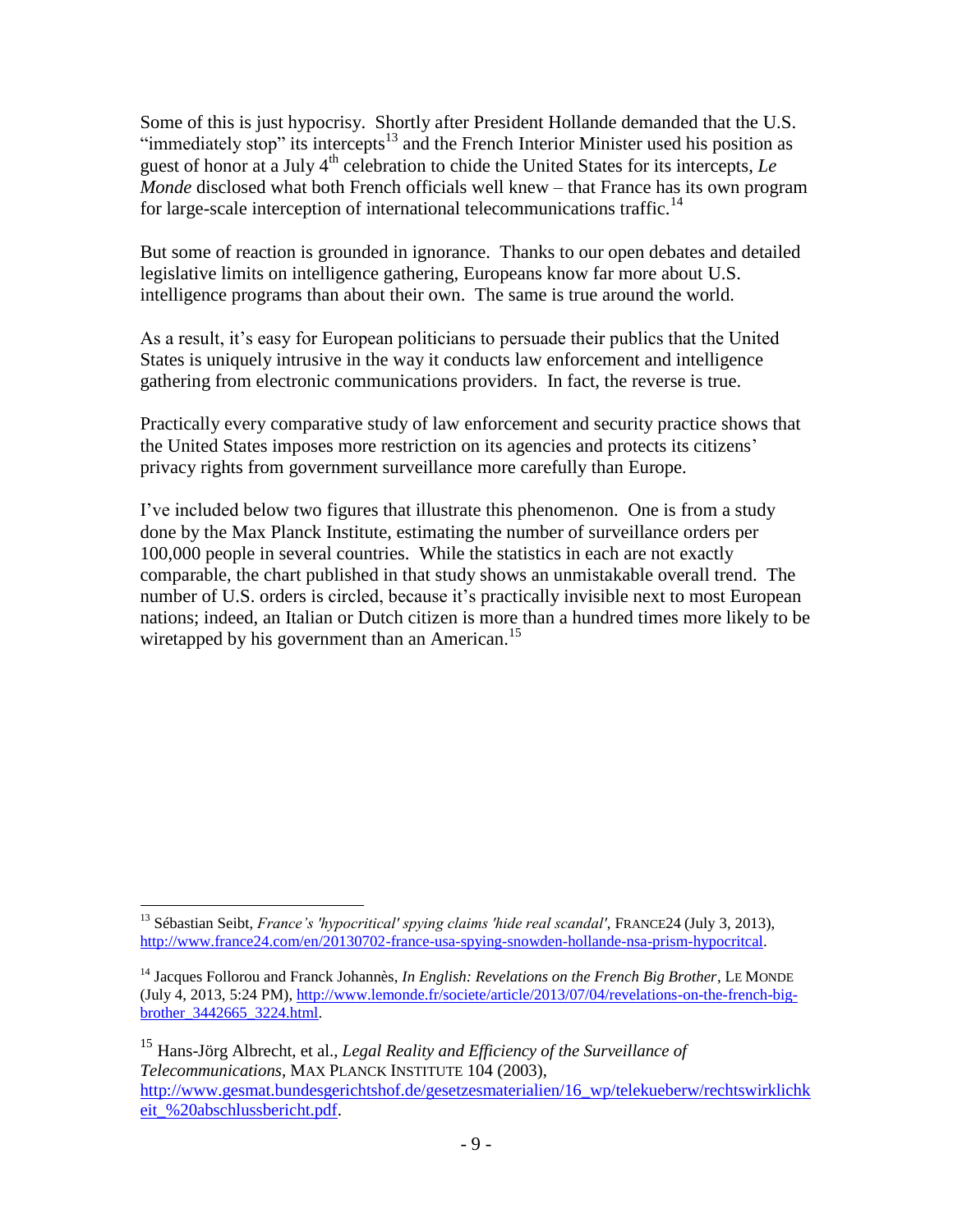Some of this is just hypocrisy. Shortly after President Hollande demanded that the U.S. "immediately stop" its intercepts[13] and the French Interior Minister used his position as guest of honor at a July 4th celebration to chide the United States for its intercepts, *Le Monde* disclosed what both French officials well knew – that France has its own program for large-scale interception of international telecommunications traffic.[14]

But some of reaction is grounded in ignorance. Thanks to our open debates and detailed legislative limits on intelligence gathering, Europeans know far more about U.S. intelligence programs than about their own. The same is true around the world.

As a result, it's easy for European politicians to persuade their publics that the United States is uniquely intrusive in the way it conducts law enforcement and intelligence gathering from electronic communications providers. In fact, the reverse is true.

Practically every comparative study of law enforcement and security practice shows that the United States imposes more restriction on its agencies and protects its citizens' privacy rights from government surveillance more carefully than Europe.

I've included below two figures that illustrate this phenomenon. One is from a study done by the Max Planck Institute, estimating the number of surveillance orders per 100,000 people in several countries. While the statistics in each are not exactly comparable, the chart published in that study shows an unmistakable overall trend. The number of U.S. orders is circled, because it's practically invisible next to most European nations; indeed, an Italian or Dutch citizen is more than a hundred times more likely to be wiretapped by his government than an American.[15]

---

[13] Sébastian Seibt, *France's 'hypocritical' spying claims 'hide real scandal'*, FRANCE24 (July 3, 2013), http://www.france24.com/en/20130702-france-usa-spying-snowden-hollande-nsa-prism-hypocritcal.

[14] Jacques Follorou and Franck Johannès, *In English: Revelations on the French Big Brother*, LE MONDE (July 4, 2013, 5:24 PM), http://www.lemonde.fr/societe/article/2013/07/04/revelations-on-the-french-big-brother_3442665_3224.html.

[15] Hans-Jörg Albrecht, et al., *Legal Reality and Efficiency of the Surveillance of Telecommunications*, MAX PLANCK INSTITUTE 104 (2003), http://www.gesmat.bundesgerichtshof.de/gesetzesmaterialien/16_wp/telekueberw/rechtswirklichkeit_%20abschlussbericht.pdf.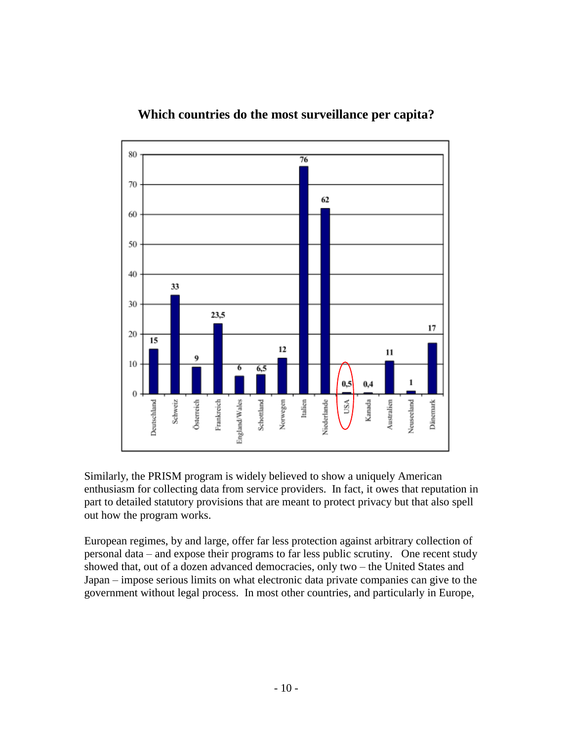**Which countries do the most surveillance per capita?**

| Country | Value |
|---|---|
| Deutschland | 15 |
| Schweiz | 33 |
| Österreich | 9 |
| Frankreich | 23,5 |
| England/Wales | 6 |
| Schottland | 6,5 |
| Norwegen | 12 |
| Italien | 76 |
| Niederlande | 62 |
| USA | 0,5 |
| Kanada | 0,4 |
| Australien | 11 |
| Neuseeland | 1 |
| Dänemark | 17 |

Similarly, the PRISM program is widely believed to show a uniquely American enthusiasm for collecting data from service providers. In fact, it owes that reputation in part to detailed statutory provisions that are meant to protect privacy but that also spell out how the program works.

European regimes, by and large, offer far less protection against arbitrary collection of personal data – and expose their programs to far less public scrutiny. One recent study showed that, out of a dozen advanced democracies, only two – the United States and Japan – impose serious limits on what electronic data private companies can give to the government without legal process. In most other countries, and particularly in Europe,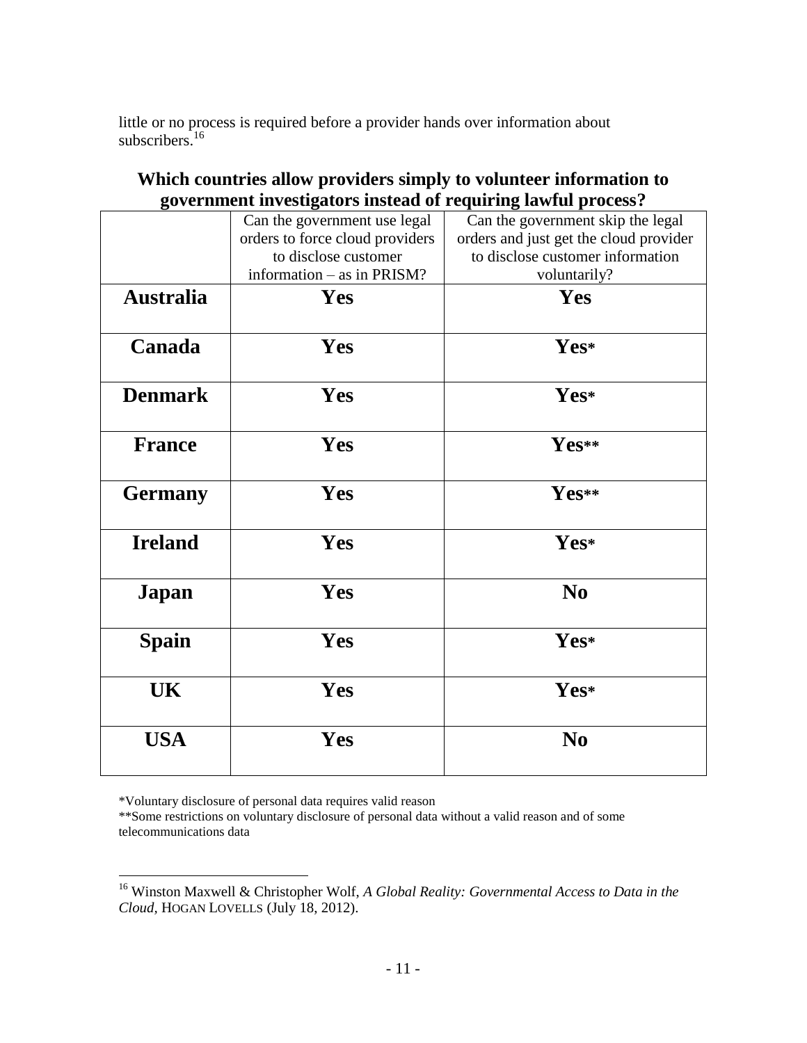little or no process is required before a provider hands over information about subscribers.[16]

**Which countries allow providers simply to volunteer information to government investigators instead of requiring lawful process?**

| | Can the government use legal orders to force cloud providers to disclose customer information – as in PRISM? | Can the government skip the legal orders and just get the cloud provider to disclose customer information voluntarily? |
|---|---|---|
| **Australia** | **Yes** | **Yes** |
| **Canada** | **Yes** | **Yes*** |
| **Denmark** | **Yes** | **Yes*** |
| **France** | **Yes** | **Yes**** |
| **Germany** | **Yes** | **Yes**** |
| **Ireland** | **Yes** | **Yes*** |
| **Japan** | **Yes** | **No** |
| **Spain** | **Yes** | **Yes*** |
| **UK** | **Yes** | **Yes*** |
| **USA** | **Yes** | **No** |

*Voluntary disclosure of personal data requires valid reason
**Some restrictions on voluntary disclosure of personal data without a valid reason and of some telecommunications data

[16] Winston Maxwell & Christopher Wolf, *A Global Reality: Governmental Access to Data in the Cloud*, HOGAN LOVELLS (July 18, 2012).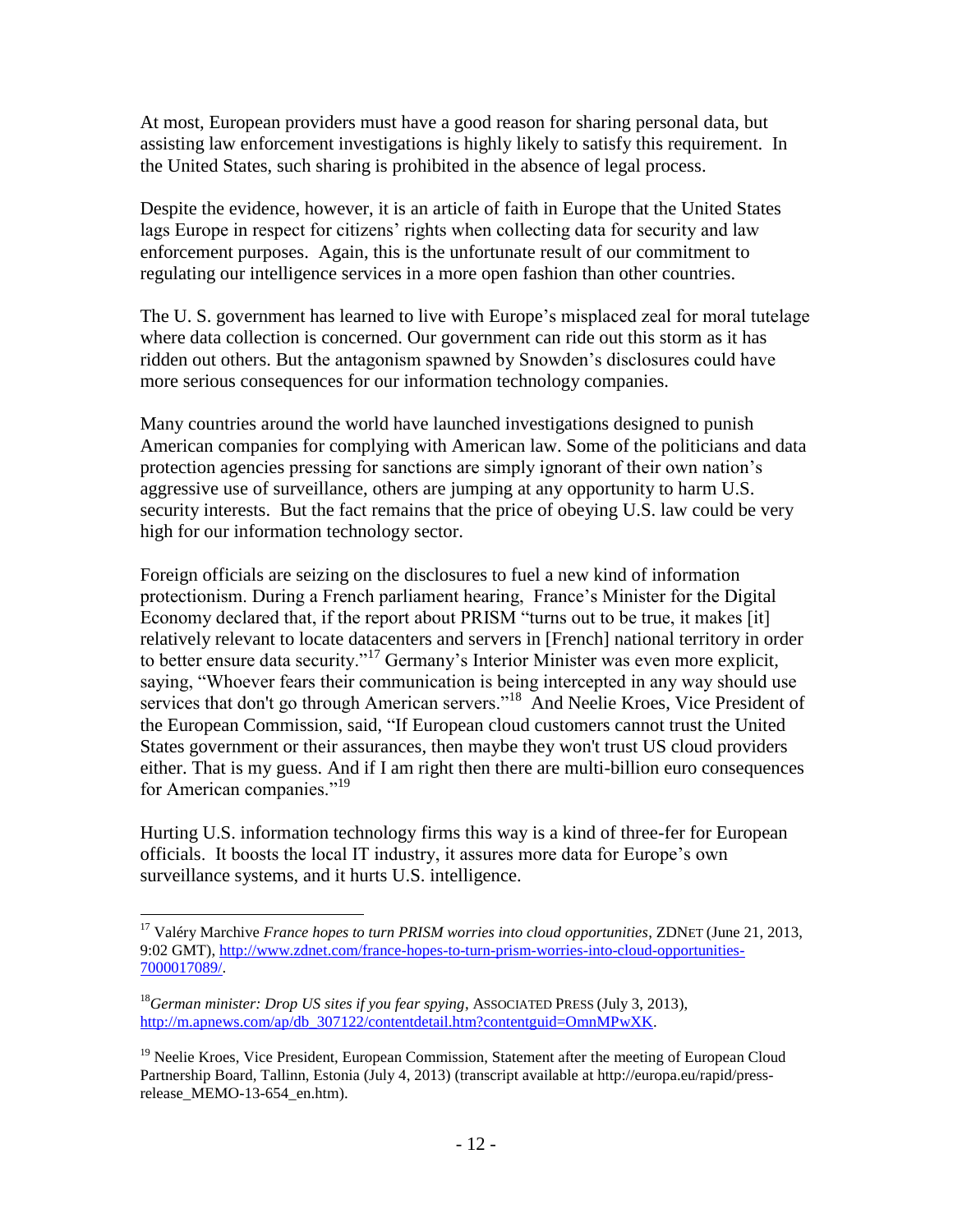At most, European providers must have a good reason for sharing personal data, but assisting law enforcement investigations is highly likely to satisfy this requirement. In the United States, such sharing is prohibited in the absence of legal process.

Despite the evidence, however, it is an article of faith in Europe that the United States lags Europe in respect for citizens' rights when collecting data for security and law enforcement purposes. Again, this is the unfortunate result of our commitment to regulating our intelligence services in a more open fashion than other countries.

The U. S. government has learned to live with Europe's misplaced zeal for moral tutelage where data collection is concerned. Our government can ride out this storm as it has ridden out others. But the antagonism spawned by Snowden's disclosures could have more serious consequences for our information technology companies.

Many countries around the world have launched investigations designed to punish American companies for complying with American law. Some of the politicians and data protection agencies pressing for sanctions are simply ignorant of their own nation's aggressive use of surveillance, others are jumping at any opportunity to harm U.S. security interests. But the fact remains that the price of obeying U.S. law could be very high for our information technology sector.

Foreign officials are seizing on the disclosures to fuel a new kind of information protectionism. During a French parliament hearing, France's Minister for the Digital Economy declared that, if the report about PRISM "turns out to be true, it makes [it] relatively relevant to locate datacenters and servers in [French] national territory in order to better ensure data security."[17] Germany's Interior Minister was even more explicit, saying, "Whoever fears their communication is being intercepted in any way should use services that don't go through American servers."[18] And Neelie Kroes, Vice President of the European Commission, said, "If European cloud customers cannot trust the United States government or their assurances, then maybe they won't trust US cloud providers either. That is my guess. And if I am right then there are multi-billion euro consequences for American companies."[19]

Hurting U.S. information technology firms this way is a kind of three-fer for European officials. It boosts the local IT industry, it assures more data for Europe's own surveillance systems, and it hurts U.S. intelligence.

---

[17] Valéry Marchive *France hopes to turn PRISM worries into cloud opportunities*, ZDNET (June 21, 2013, 9:02 GMT), http://www.zdnet.com/france-hopes-to-turn-prism-worries-into-cloud-opportunities-7000017089/.

[18] *German minister: Drop US sites if you fear spying*, ASSOCIATED PRESS (July 3, 2013), http://m.apnews.com/ap/db_307122/contentdetail.htm?contentguid=OmnMPwXK.

[19] Neelie Kroes, Vice President, European Commission, Statement after the meeting of European Cloud Partnership Board, Tallinn, Estonia (July 4, 2013) (transcript available at http://europa.eu/rapid/press-release_MEMO-13-654_en.htm).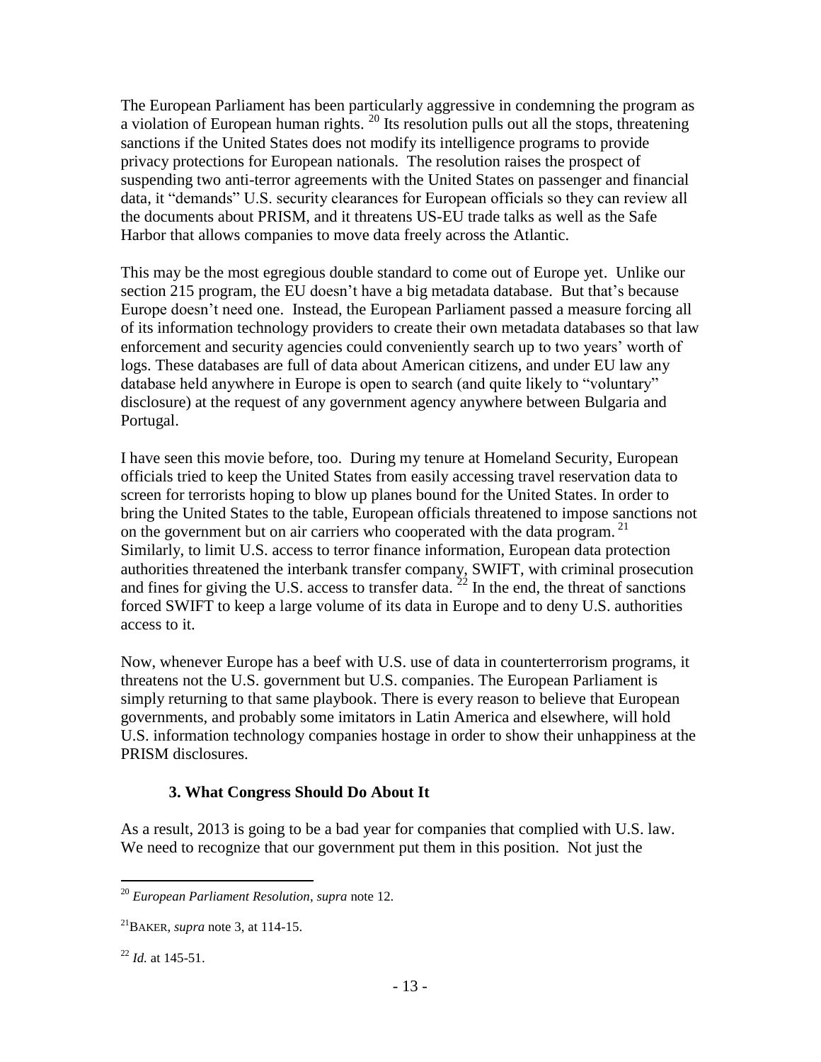The European Parliament has been particularly aggressive in condemning the program as a violation of European human rights. [20] Its resolution pulls out all the stops, threatening sanctions if the United States does not modify its intelligence programs to provide privacy protections for European nationals. The resolution raises the prospect of suspending two anti-terror agreements with the United States on passenger and financial data, it "demands" U.S. security clearances for European officials so they can review all the documents about PRISM, and it threatens US-EU trade talks as well as the Safe Harbor that allows companies to move data freely across the Atlantic.

This may be the most egregious double standard to come out of Europe yet. Unlike our section 215 program, the EU doesn't have a big metadata database. But that's because Europe doesn't need one. Instead, the European Parliament passed a measure forcing all of its information technology providers to create their own metadata databases so that law enforcement and security agencies could conveniently search up to two years' worth of logs. These databases are full of data about American citizens, and under EU law any database held anywhere in Europe is open to search (and quite likely to "voluntary" disclosure) at the request of any government agency anywhere between Bulgaria and Portugal.

I have seen this movie before, too. During my tenure at Homeland Security, European officials tried to keep the United States from easily accessing travel reservation data to screen for terrorists hoping to blow up planes bound for the United States. In order to bring the United States to the table, European officials threatened to impose sanctions not on the government but on air carriers who cooperated with the data program. [21] Similarly, to limit U.S. access to terror finance information, European data protection authorities threatened the interbank transfer company, SWIFT, with criminal prosecution and fines for giving the U.S. access to transfer data. [22] In the end, the threat of sanctions forced SWIFT to keep a large volume of its data in Europe and to deny U.S. authorities access to it.

Now, whenever Europe has a beef with U.S. use of data in counterterrorism programs, it threatens not the U.S. government but U.S. companies. The European Parliament is simply returning to that same playbook. There is every reason to believe that European governments, and probably some imitators in Latin America and elsewhere, will hold U.S. information technology companies hostage in order to show their unhappiness at the PRISM disclosures.

### 3. What Congress Should Do About It

As a result, 2013 is going to be a bad year for companies that complied with U.S. law. We need to recognize that our government put them in this position. Not just the

---

[20] *European Parliament Resolution*, *supra* note 12.

[21] BAKER, *supra* note 3, at 114-15.

[22] *Id.* at 145-51.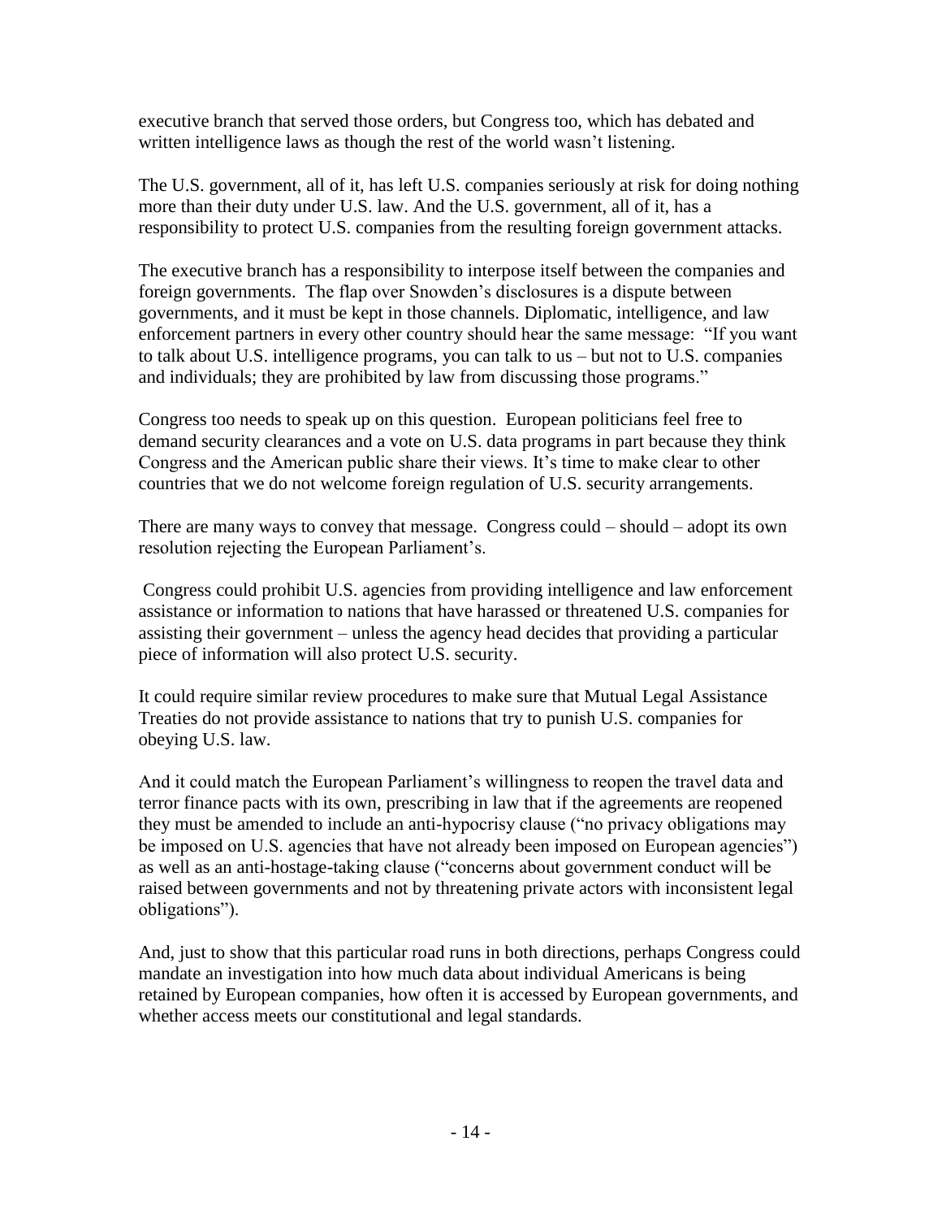executive branch that served those orders, but Congress too, which has debated and written intelligence laws as though the rest of the world wasn't listening.

The U.S. government, all of it, has left U.S. companies seriously at risk for doing nothing more than their duty under U.S. law. And the U.S. government, all of it, has a responsibility to protect U.S. companies from the resulting foreign government attacks.

The executive branch has a responsibility to interpose itself between the companies and foreign governments. The flap over Snowden's disclosures is a dispute between governments, and it must be kept in those channels. Diplomatic, intelligence, and law enforcement partners in every other country should hear the same message: "If you want to talk about U.S. intelligence programs, you can talk to us – but not to U.S. companies and individuals; they are prohibited by law from discussing those programs."

Congress too needs to speak up on this question. European politicians feel free to demand security clearances and a vote on U.S. data programs in part because they think Congress and the American public share their views. It's time to make clear to other countries that we do not welcome foreign regulation of U.S. security arrangements.

There are many ways to convey that message. Congress could – should – adopt its own resolution rejecting the European Parliament's.

Congress could prohibit U.S. agencies from providing intelligence and law enforcement assistance or information to nations that have harassed or threatened U.S. companies for assisting their government – unless the agency head decides that providing a particular piece of information will also protect U.S. security.

It could require similar review procedures to make sure that Mutual Legal Assistance Treaties do not provide assistance to nations that try to punish U.S. companies for obeying U.S. law.

And it could match the European Parliament's willingness to reopen the travel data and terror finance pacts with its own, prescribing in law that if the agreements are reopened they must be amended to include an anti-hypocrisy clause ("no privacy obligations may be imposed on U.S. agencies that have not already been imposed on European agencies") as well as an anti-hostage-taking clause ("concerns about government conduct will be raised between governments and not by threatening private actors with inconsistent legal obligations").

And, just to show that this particular road runs in both directions, perhaps Congress could mandate an investigation into how much data about individual Americans is being retained by European companies, how often it is accessed by European governments, and whether access meets our constitutional and legal standards.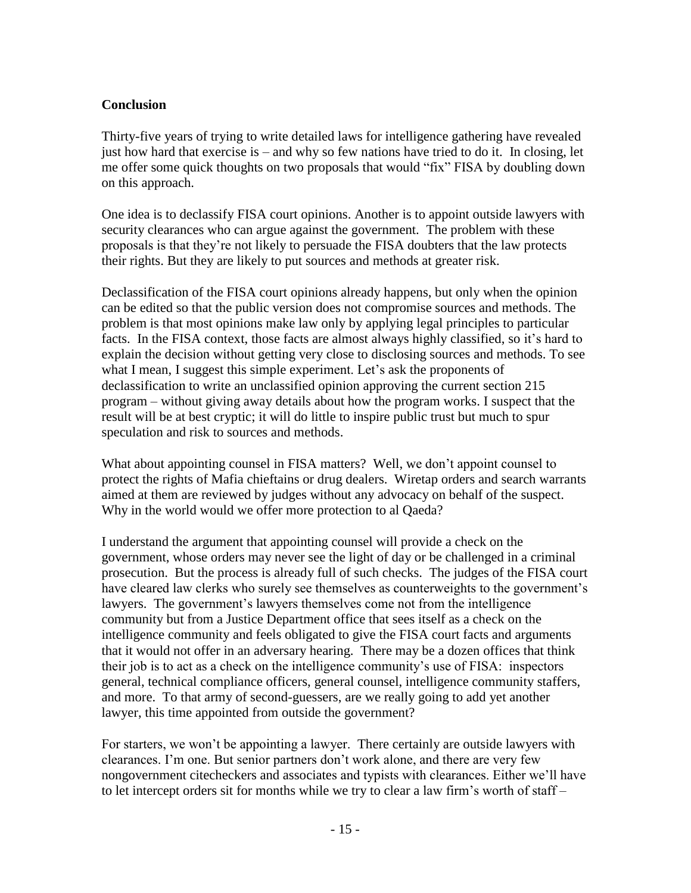## Conclusion

Thirty-five years of trying to write detailed laws for intelligence gathering have revealed just how hard that exercise is – and why so few nations have tried to do it. In closing, let me offer some quick thoughts on two proposals that would "fix" FISA by doubling down on this approach.

One idea is to declassify FISA court opinions. Another is to appoint outside lawyers with security clearances who can argue against the government. The problem with these proposals is that they're not likely to persuade the FISA doubters that the law protects their rights. But they are likely to put sources and methods at greater risk.

Declassification of the FISA court opinions already happens, but only when the opinion can be edited so that the public version does not compromise sources and methods. The problem is that most opinions make law only by applying legal principles to particular facts. In the FISA context, those facts are almost always highly classified, so it's hard to explain the decision without getting very close to disclosing sources and methods. To see what I mean, I suggest this simple experiment. Let's ask the proponents of declassification to write an unclassified opinion approving the current section 215 program – without giving away details about how the program works. I suspect that the result will be at best cryptic; it will do little to inspire public trust but much to spur speculation and risk to sources and methods.

What about appointing counsel in FISA matters? Well, we don't appoint counsel to protect the rights of Mafia chieftains or drug dealers. Wiretap orders and search warrants aimed at them are reviewed by judges without any advocacy on behalf of the suspect. Why in the world would we offer more protection to al Qaeda?

I understand the argument that appointing counsel will provide a check on the government, whose orders may never see the light of day or be challenged in a criminal prosecution. But the process is already full of such checks. The judges of the FISA court have cleared law clerks who surely see themselves as counterweights to the government's lawyers. The government's lawyers themselves come not from the intelligence community but from a Justice Department office that sees itself as a check on the intelligence community and feels obligated to give the FISA court facts and arguments that it would not offer in an adversary hearing. There may be a dozen offices that think their job is to act as a check on the intelligence community's use of FISA: inspectors general, technical compliance officers, general counsel, intelligence community staffers, and more. To that army of second-guessers, are we really going to add yet another lawyer, this time appointed from outside the government?

For starters, we won't be appointing a lawyer. There certainly are outside lawyers with clearances. I'm one. But senior partners don't work alone, and there are very few nongovernment citecheckers and associates and typists with clearances. Either we'll have to let intercept orders sit for months while we try to clear a law firm's worth of staff –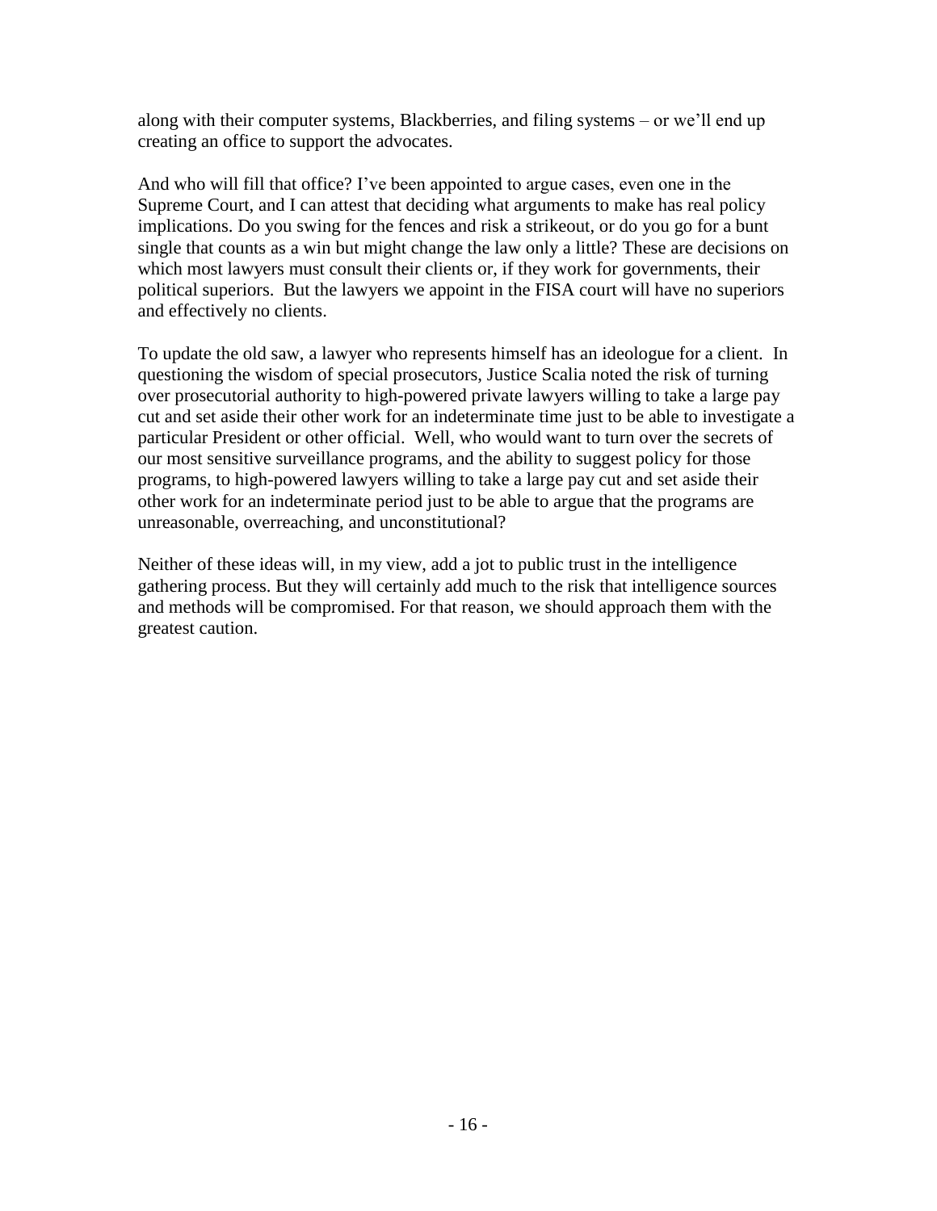along with their computer systems, Blackberries, and filing systems – or we'll end up creating an office to support the advocates.

And who will fill that office? I've been appointed to argue cases, even one in the Supreme Court, and I can attest that deciding what arguments to make has real policy implications. Do you swing for the fences and risk a strikeout, or do you go for a bunt single that counts as a win but might change the law only a little? These are decisions on which most lawyers must consult their clients or, if they work for governments, their political superiors. But the lawyers we appoint in the FISA court will have no superiors and effectively no clients.

To update the old saw, a lawyer who represents himself has an ideologue for a client. In questioning the wisdom of special prosecutors, Justice Scalia noted the risk of turning over prosecutorial authority to high-powered private lawyers willing to take a large pay cut and set aside their other work for an indeterminate time just to be able to investigate a particular President or other official. Well, who would want to turn over the secrets of our most sensitive surveillance programs, and the ability to suggest policy for those programs, to high-powered lawyers willing to take a large pay cut and set aside their other work for an indeterminate period just to be able to argue that the programs are unreasonable, overreaching, and unconstitutional?

Neither of these ideas will, in my view, add a jot to public trust in the intelligence gathering process. But they will certainly add much to the risk that intelligence sources and methods will be compromised. For that reason, we should approach them with the greatest caution.